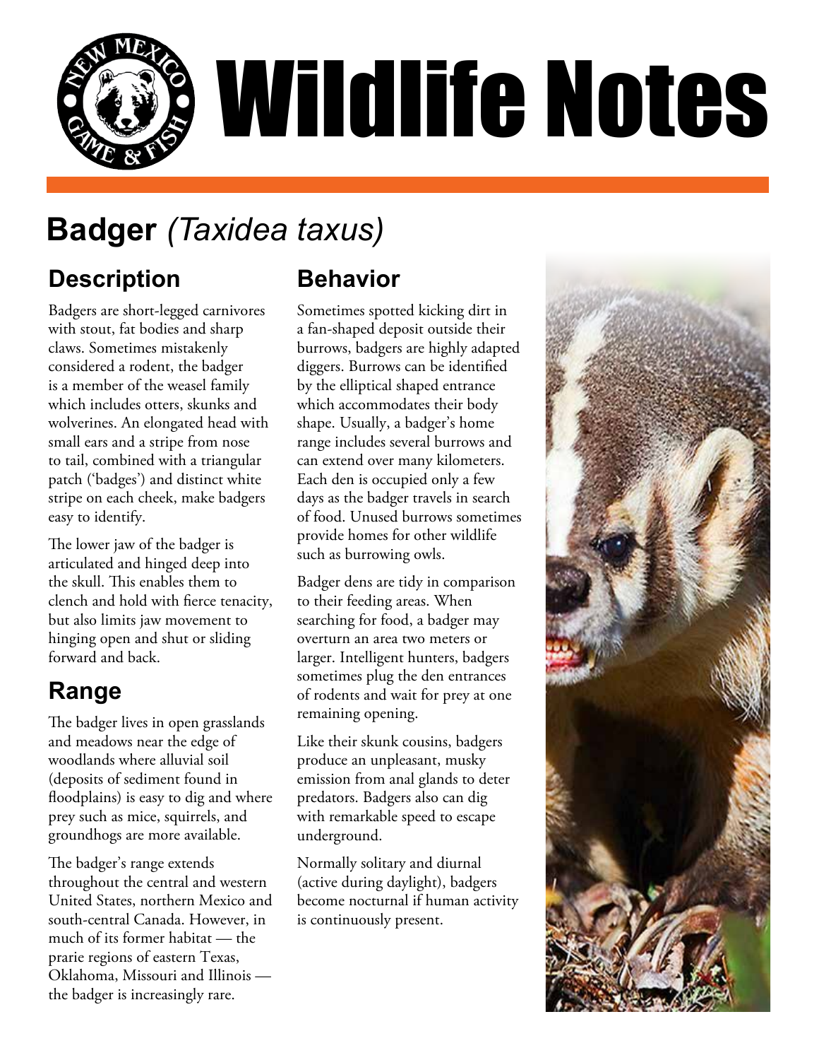# Wildlife Notes

## Badger *(Taxidea taxus)*

### Description

Badgers are short-legged carnivores with stout, fat bodies and sharp claws. Sometimes mistakenly considered a rodent, the badger is a member of the weasel family which includes otters, skunks and wolverines. An elongated head with small ears and a stripe from nose to tail, combined with a triangular patch ('badges') and distinct white stripe on each cheek, make badgers easy to identify.

The lower jaw of the badger is articulated and hinged deep into the skull. This enables them to clench and hold with fierce tenacity, but also limits jaw movement to hinging open and shut or sliding forward and back.

### Range

The badger lives in open grasslands and meadows near the edge of woodlands where alluvial soil (deposits of sediment found in floodplains) is easy to dig and where prey such as mice, squirrels, and groundhogs are more available.

The badger's range extends throughout the central and western United States, northern Mexico and south-central Canada. However, in much of its former habitat — the prarie regions of eastern Texas, Oklahoma, Missouri and Illinois — the badger is increasingly rare.

### Behavior

Sometimes spotted kicking dirt in a fan-shaped deposit outside their burrows, badgers are highly adapted diggers. Burrows can be identified by the elliptical shaped entrance which accommodates their body shape. Usually, a badger's home range includes several burrows and can extend over many kilometers. Each den is occupied only a few days as the badger travels in search of food. Unused burrows sometimes provide homes for other wildlife such as burrowing owls.

Badger dens are tidy in comparison to their feeding areas. When searching for food, a badger may overturn an area two meters or larger. Intelligent hunters, badgers sometimes plug the den entrances of rodents and wait for prey at one remaining opening.

Like their skunk cousins, badgers produce an unpleasant, musky emission from anal glands to deter predators. Badgers also can dig with remarkable speed to escape underground.

Normally solitary and diurnal (active during daylight), badgers become nocturnal if human activity is continuously present.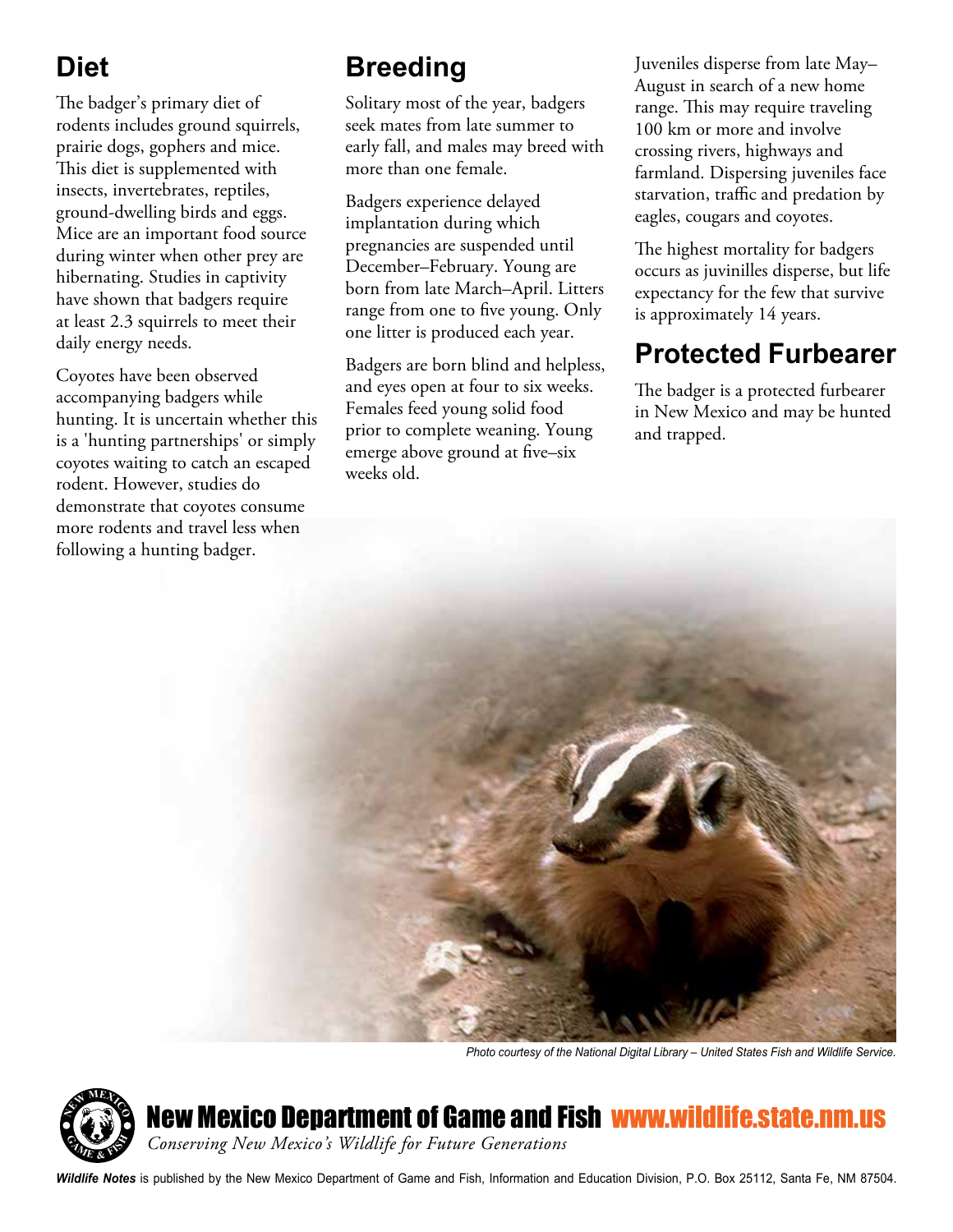## Diet

The badger's primary diet of rodents includes ground squirrels, prairie dogs, gophers and mice. This diet is supplemented with insects, invertebrates, reptiles, ground-dwelling birds and eggs. Mice are an important food source during winter when other prey are hibernating. Studies in captivity have shown that badgers require at least 2.3 squirrels to meet their daily energy needs.

Coyotes have been observed accompanying badgers while hunting. It is uncertain whether this is a 'hunting partnerships' or simply coyotes waiting to catch an escaped rodent. However, studies do demonstrate that coyotes consume more rodents and travel less when following a hunting badger.

## Breeding

Solitary most of the year, badgers seek mates from late summer to early fall, and males may breed with more than one female.

Badgers experience delayed implantation during which pregnancies are suspended until December–February. Young are born from late March–April. Litters range from one to five young. Only one litter is produced each year.

Badgers are born blind and helpless, and eyes open at four to six weeks. Females feed young solid food prior to complete weaning. Young emerge above ground at five–six weeks old.

Juveniles disperse from late May–August in search of a new home range. This may require traveling 100 km or more and involve crossing rivers, highways and farmland. Dispersing juveniles face starvation, traffic and predation by eagles, cougars and coyotes.

The highest mortality for badgers occurs as juvinilles disperse, but life expectancy for the few that survive is approximately 14 years.

## Protected Furbearer

The badger is a protected furbearer in New Mexico and may be hunted and trapped.

*Photo courtesy of the National Digital Library – United States Fish and Wildlife Service.*

**New Mexico Department of Game and Fish** www.wildlife.state.nm.us

*Conserving New Mexico's Wildlife for Future Generations*

***Wildlife Notes*** is published by the New Mexico Department of Game and Fish, Information and Education Division, P.O. Box 25112, Santa Fe, NM 87504.